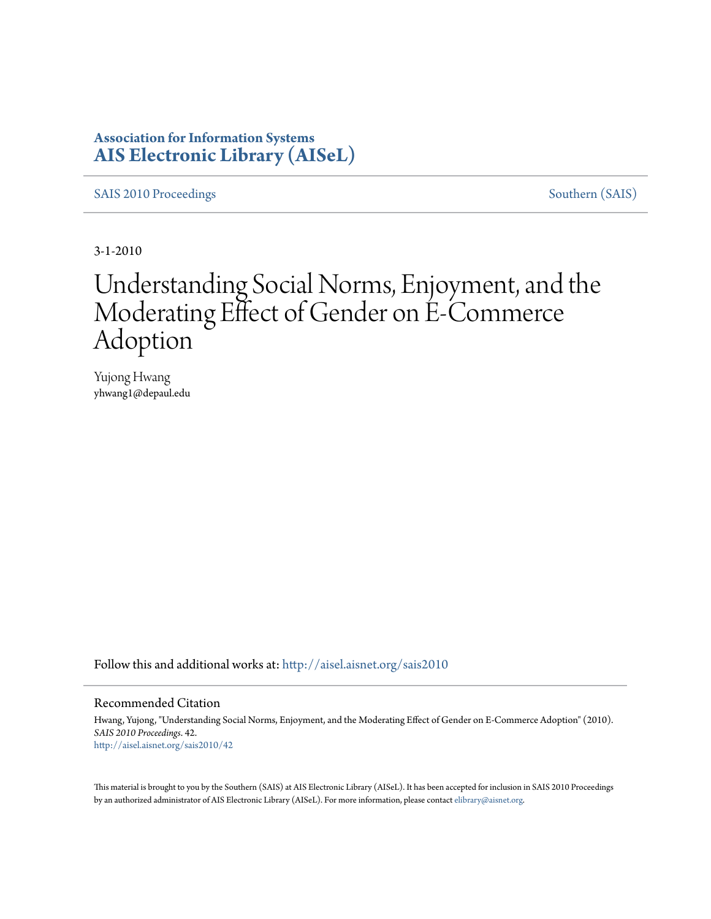**Association for Information Systems**
**AIS Electronic Library (AISeL)**

SAIS 2010 Proceedings — Southern (SAIS)

3-1-2010

# Understanding Social Norms, Enjoyment, and the Moderating Effect of Gender on E-Commerce Adoption

Yujong Hwang
yhwang1@depaul.edu

Follow this and additional works at: http://aisel.aisnet.org/sais2010

## Recommended Citation

Hwang, Yujong, "Understanding Social Norms, Enjoyment, and the Moderating Effect of Gender on E-Commerce Adoption" (2010). *SAIS 2010 Proceedings*. 42.
http://aisel.aisnet.org/sais2010/42

This material is brought to you by the Southern (SAIS) at AIS Electronic Library (AISeL). It has been accepted for inclusion in SAIS 2010 Proceedings by an authorized administrator of AIS Electronic Library (AISeL). For more information, please contact elibrary@aisnet.org.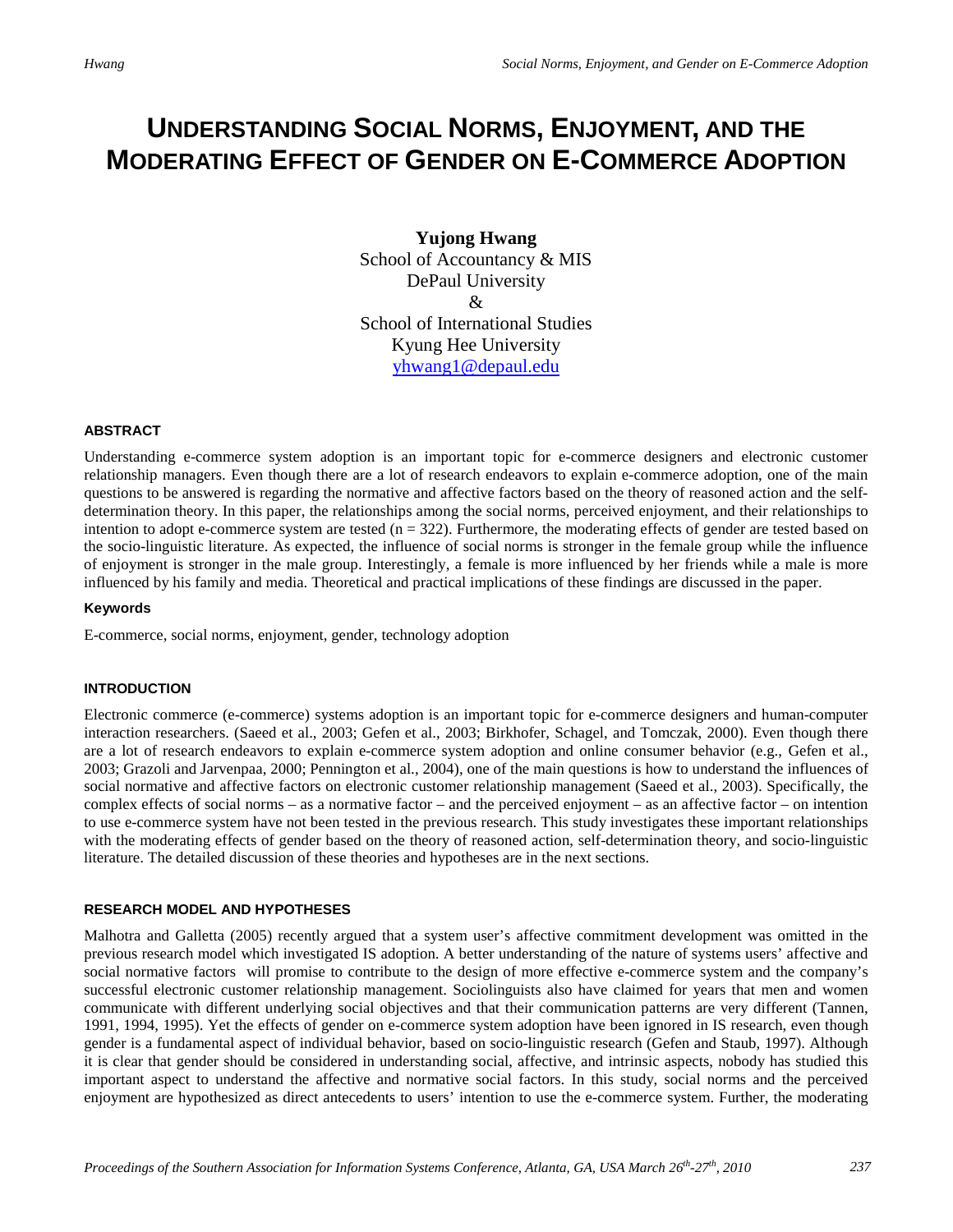# UNDERSTANDING SOCIAL NORMS, ENJOYMENT, AND THE MODERATING EFFECT OF GENDER ON E-COMMERCE ADOPTION

**Yujong Hwang**
School of Accountancy & MIS
DePaul University
&
School of International Studies
Kyung Hee University
yhwang1@depaul.edu

### ABSTRACT

Understanding e-commerce system adoption is an important topic for e-commerce designers and electronic customer relationship managers. Even though there are a lot of research endeavors to explain e-commerce adoption, one of the main questions to be answered is regarding the normative and affective factors based on the theory of reasoned action and the self-determination theory. In this paper, the relationships among the social norms, perceived enjoyment, and their relationships to intention to adopt e-commerce system are tested (n = 322). Furthermore, the moderating effects of gender are tested based on the socio-linguistic literature. As expected, the influence of social norms is stronger in the female group while the influence of enjoyment is stronger in the male group. Interestingly, a female is more influenced by her friends while a male is more influenced by his family and media. Theoretical and practical implications of these findings are discussed in the paper.

#### Keywords

E-commerce, social norms, enjoyment, gender, technology adoption

### INTRODUCTION

Electronic commerce (e-commerce) systems adoption is an important topic for e-commerce designers and human-computer interaction researchers. (Saeed et al., 2003; Gefen et al., 2003; Birkhofer, Schagel, and Tomczak, 2000). Even though there are a lot of research endeavors to explain e-commerce system adoption and online consumer behavior (e.g., Gefen et al., 2003; Grazoli and Jarvenpaa, 2000; Pennington et al., 2004), one of the main questions is how to understand the influences of social normative and affective factors on electronic customer relationship management (Saeed et al., 2003). Specifically, the complex effects of social norms – as a normative factor – and the perceived enjoyment – as an affective factor – on intention to use e-commerce system have not been tested in the previous research. This study investigates these important relationships with the moderating effects of gender based on the theory of reasoned action, self-determination theory, and socio-linguistic literature. The detailed discussion of these theories and hypotheses are in the next sections.

### RESEARCH MODEL AND HYPOTHESES

Malhotra and Galletta (2005) recently argued that a system user's affective commitment development was omitted in the previous research model which investigated IS adoption. A better understanding of the nature of systems users' affective and social normative factors will promise to contribute to the design of more effective e-commerce system and the company's successful electronic customer relationship management. Sociolinguists also have claimed for years that men and women communicate with different underlying social objectives and that their communication patterns are very different (Tannen, 1991, 1994, 1995). Yet the effects of gender on e-commerce system adoption have been ignored in IS research, even though gender is a fundamental aspect of individual behavior, based on socio-linguistic research (Gefen and Staub, 1997). Although it is clear that gender should be considered in understanding social, affective, and intrinsic aspects, nobody has studied this important aspect to understand the affective and normative social factors. In this study, social norms and the perceived enjoyment are hypothesized as direct antecedents to users' intention to use the e-commerce system. Further, the moderating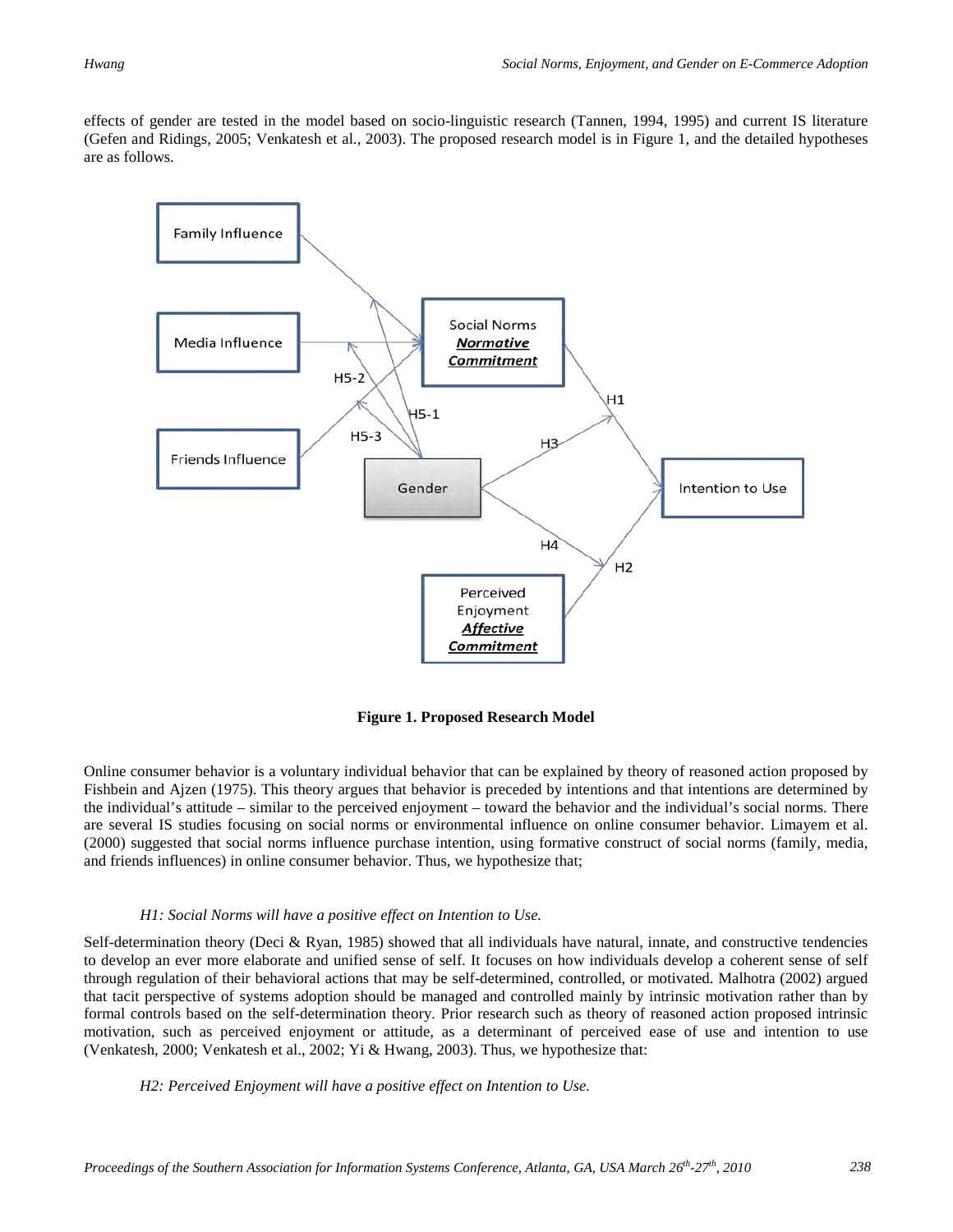effects of gender are tested in the model based on socio-linguistic research (Tannen, 1994, 1995) and current IS literature (Gefen and Ridings, 2005; Venkatesh et al., 2003). The proposed research model is in Figure 1, and the detailed hypotheses are as follows.

**Figure 1. Proposed Research Model**

Online consumer behavior is a voluntary individual behavior that can be explained by theory of reasoned action proposed by Fishbein and Ajzen (1975). This theory argues that behavior is preceded by intentions and that intentions are determined by the individual's attitude – similar to the perceived enjoyment – toward the behavior and the individual's social norms. There are several IS studies focusing on social norms or environmental influence on online consumer behavior. Limayem et al. (2000) suggested that social norms influence purchase intention, using formative construct of social norms (family, media, and friends influences) in online consumer behavior. Thus, we hypothesize that;

*H1: Social Norms will have a positive effect on Intention to Use.*

Self-determination theory (Deci & Ryan, 1985) showed that all individuals have natural, innate, and constructive tendencies to develop an ever more elaborate and unified sense of self. It focuses on how individuals develop a coherent sense of self through regulation of their behavioral actions that may be self-determined, controlled, or motivated. Malhotra (2002) argued that tacit perspective of systems adoption should be managed and controlled mainly by intrinsic motivation rather than by formal controls based on the self-determination theory. Prior research such as theory of reasoned action proposed intrinsic motivation, such as perceived enjoyment or attitude, as a determinant of perceived ease of use and intention to use (Venkatesh, 2000; Venkatesh et al., 2002; Yi & Hwang, 2003). Thus, we hypothesize that:

*H2: Perceived Enjoyment will have a positive effect on Intention to Use.*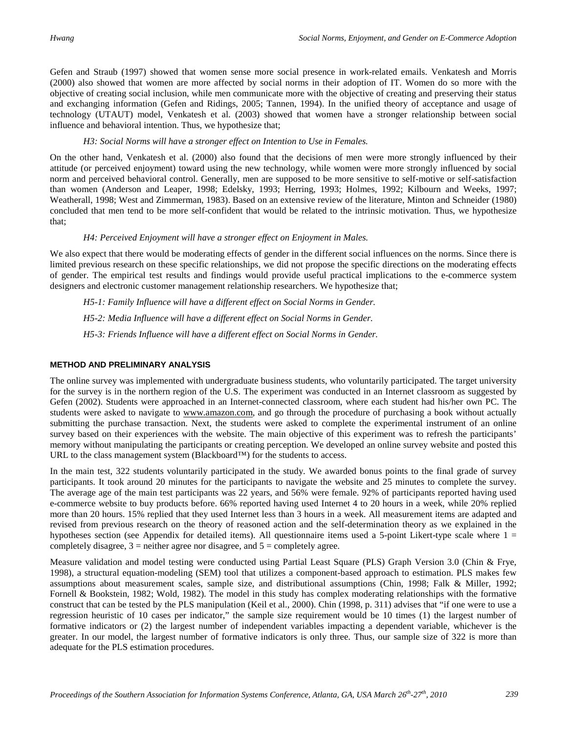Gefen and Straub (1997) showed that women sense more social presence in work-related emails. Venkatesh and Morris (2000) also showed that women are more affected by social norms in their adoption of IT. Women do so more with the objective of creating social inclusion, while men communicate more with the objective of creating and preserving their status and exchanging information (Gefen and Ridings, 2005; Tannen, 1994). In the unified theory of acceptance and usage of technology (UTAUT) model, Venkatesh et al. (2003) showed that women have a stronger relationship between social influence and behavioral intention. Thus, we hypothesize that;

*H3: Social Norms will have a stronger effect on Intention to Use in Females.*

On the other hand, Venkatesh et al. (2000) also found that the decisions of men were more strongly influenced by their attitude (or perceived enjoyment) toward using the new technology, while women were more strongly influenced by social norm and perceived behavioral control. Generally, men are supposed to be more sensitive to self-motive or self-satisfaction than women (Anderson and Leaper, 1998; Edelsky, 1993; Herring, 1993; Holmes, 1992; Kilbourn and Weeks, 1997; Weatherall, 1998; West and Zimmerman, 1983). Based on an extensive review of the literature, Minton and Schneider (1980) concluded that men tend to be more self-confident that would be related to the intrinsic motivation. Thus, we hypothesize that;

*H4: Perceived Enjoyment will have a stronger effect on Enjoyment in Males.*

We also expect that there would be moderating effects of gender in the different social influences on the norms. Since there is limited previous research on these specific relationships, we did not propose the specific directions on the moderating effects of gender. The empirical test results and findings would provide useful practical implications to the e-commerce system designers and electronic customer management relationship researchers. We hypothesize that;

*H5-1: Family Influence will have a different effect on Social Norms in Gender.*

*H5-2: Media Influence will have a different effect on Social Norms in Gender.*

*H5-3: Friends Influence will have a different effect on Social Norms in Gender.*

## METHOD AND PRELIMINARY ANALYSIS

The online survey was implemented with undergraduate business students, who voluntarily participated. The target university for the survey is in the northern region of the U.S. The experiment was conducted in an Internet classroom as suggested by Gefen (2002). Students were approached in an Internet-connected classroom, where each student had his/her own PC. The students were asked to navigate to www.amazon.com, and go through the procedure of purchasing a book without actually submitting the purchase transaction. Next, the students were asked to complete the experimental instrument of an online survey based on their experiences with the website. The main objective of this experiment was to refresh the participants' memory without manipulating the participants or creating perception. We developed an online survey website and posted this URL to the class management system (Blackboard™) for the students to access.

In the main test, 322 students voluntarily participated in the study. We awarded bonus points to the final grade of survey participants. It took around 20 minutes for the participants to navigate the website and 25 minutes to complete the survey. The average age of the main test participants was 22 years, and 56% were female. 92% of participants reported having used e-commerce website to buy products before. 66% reported having used Internet 4 to 20 hours in a week, while 20% replied more than 20 hours. 15% replied that they used Internet less than 3 hours in a week. All measurement items are adapted and revised from previous research on the theory of reasoned action and the self-determination theory as we explained in the hypotheses section (see Appendix for detailed items). All questionnaire items used a 5-point Likert-type scale where 1 = completely disagree, 3 = neither agree nor disagree, and 5 = completely agree.

Measure validation and model testing were conducted using Partial Least Square (PLS) Graph Version 3.0 (Chin & Frye, 1998), a structural equation-modeling (SEM) tool that utilizes a component-based approach to estimation. PLS makes few assumptions about measurement scales, sample size, and distributional assumptions (Chin, 1998; Falk & Miller, 1992; Fornell & Bookstein, 1982; Wold, 1982). The model in this study has complex moderating relationships with the formative construct that can be tested by the PLS manipulation (Keil et al., 2000). Chin (1998, p. 311) advises that "if one were to use a regression heuristic of 10 cases per indicator," the sample size requirement would be 10 times (1) the largest number of formative indicators or (2) the largest number of independent variables impacting a dependent variable, whichever is the greater. In our model, the largest number of formative indicators is only three. Thus, our sample size of 322 is more than adequate for the PLS estimation procedures.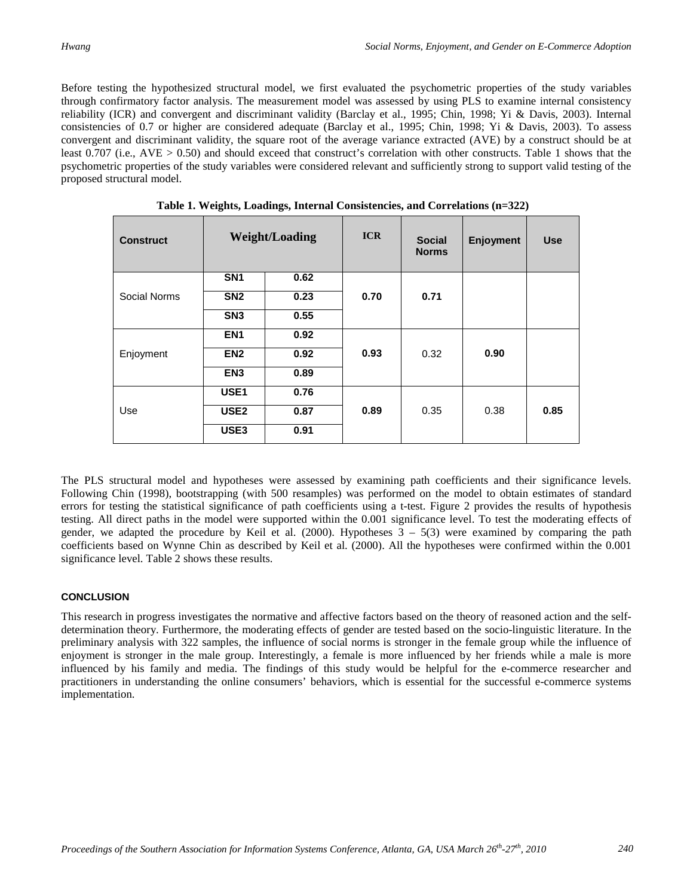Before testing the hypothesized structural model, we first evaluated the psychometric properties of the study variables through confirmatory factor analysis. The measurement model was assessed by using PLS to examine internal consistency reliability (ICR) and convergent and discriminant validity (Barclay et al., 1995; Chin, 1998; Yi & Davis, 2003). Internal consistencies of 0.7 or higher are considered adequate (Barclay et al., 1995; Chin, 1998; Yi & Davis, 2003). To assess convergent and discriminant validity, the square root of the average variance extracted (AVE) by a construct should be at least 0.707 (i.e., AVE > 0.50) and should exceed that construct's correlation with other constructs. Table 1 shows that the psychometric properties of the study variables were considered relevant and sufficiently strong to support valid testing of the proposed structural model.

**Table 1. Weights, Loadings, Internal Consistencies, and Correlations (n=322)**

| Construct | Weight/Loading | | ICR | Social Norms | Enjoyment | Use |
|---|---|---|---|---|---|---|
| Social Norms | SN1 | 0.62 | 0.70 | **0.71** | | |
| | SN2 | 0.23 | | | | |
| | SN3 | 0.55 | | | | |
| Enjoyment | EN1 | 0.92 | 0.93 | 0.32 | **0.90** | |
| | EN2 | 0.92 | | | | |
| | EN3 | 0.89 | | | | |
| Use | USE1 | 0.76 | 0.89 | 0.35 | 0.38 | **0.85** |
| | USE2 | 0.87 | | | | |
| | USE3 | 0.91 | | | | |

The PLS structural model and hypotheses were assessed by examining path coefficients and their significance levels. Following Chin (1998), bootstrapping (with 500 resamples) was performed on the model to obtain estimates of standard errors for testing the statistical significance of path coefficients using a t-test. Figure 2 provides the results of hypothesis testing. All direct paths in the model were supported within the 0.001 significance level. To test the moderating effects of gender, we adapted the procedure by Keil et al. (2000). Hypotheses 3 – 5(3) were examined by comparing the path coefficients based on Wynne Chin as described by Keil et al. (2000). All the hypotheses were confirmed within the 0.001 significance level. Table 2 shows these results.

#### CONCLUSION

This research in progress investigates the normative and affective factors based on the theory of reasoned action and the self-determination theory. Furthermore, the moderating effects of gender are tested based on the socio-linguistic literature. In the preliminary analysis with 322 samples, the influence of social norms is stronger in the female group while the influence of enjoyment is stronger in the male group. Interestingly, a female is more influenced by her friends while a male is more influenced by his family and media. The findings of this study would be helpful for the e-commerce researcher and practitioners in understanding the online consumers' behaviors, which is essential for the successful e-commerce systems implementation.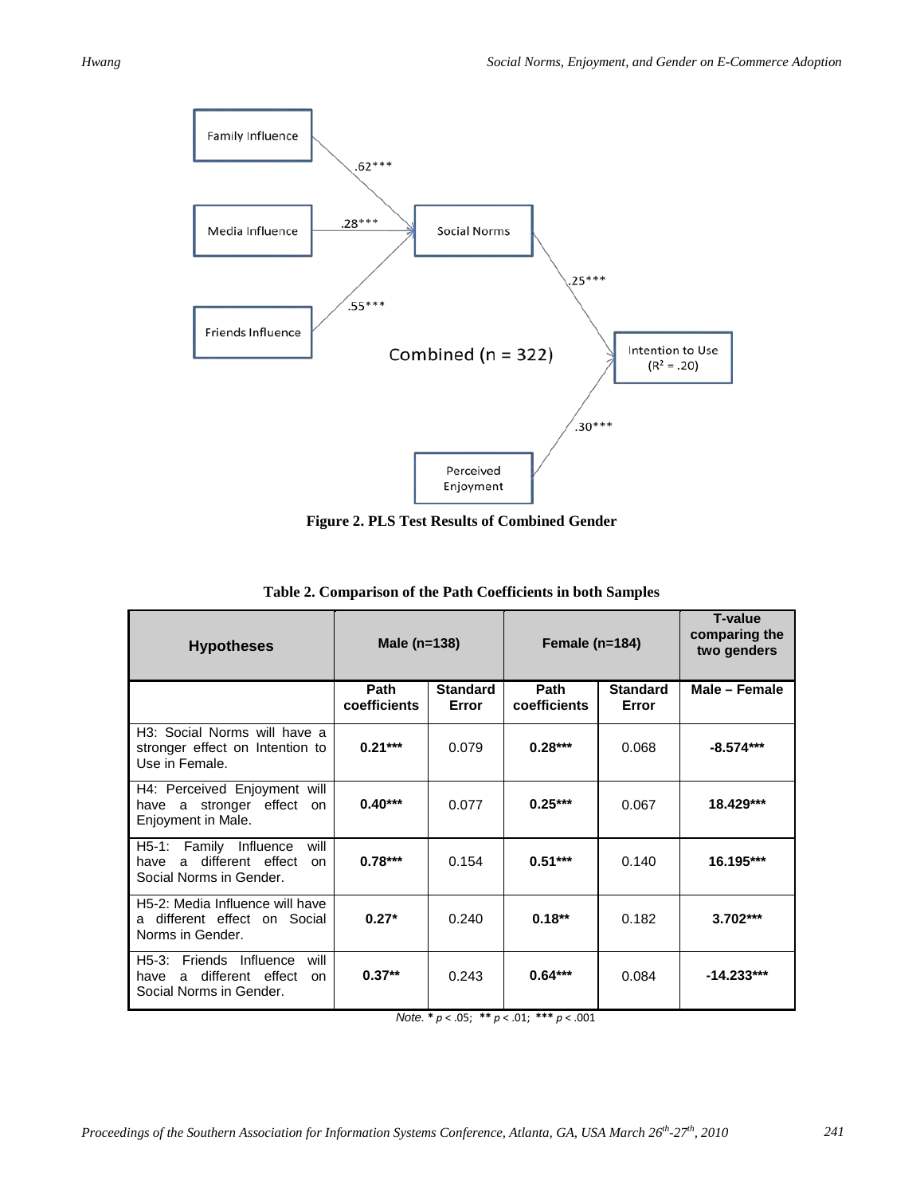Family Influence

Media Influence

Friends Influence

Social Norms

Intention to Use ($R^2$ = .20)

Perceived Enjoyment

Combined (n = 322)

.62***

.28***

.55***

.25***

.30***

**Figure 2. PLS Test Results of Combined Gender**

**Table 2. Comparison of the Path Coefficients in both Samples**

| Hypotheses | Male (n=138) | | Female (n=184) | | T-value comparing the two genders |
|---|---|---|---|---|---|
| | Path coefficients | Standard Error | Path coefficients | Standard Error | Male – Female |
| H3: Social Norms will have a stronger effect on Intention to Use in Female. | **0.21*** ** | 0.079 | **0.28*** ** | 0.068 | **-8.574*** ** |
| H4: Perceived Enjoyment will have a stronger effect on Enjoyment in Male. | **0.40*** ** | 0.077 | **0.25*** ** | 0.067 | **18.429*** ** |
| H5-1: Family Influence will have a different effect on Social Norms in Gender. | **0.78*** ** | 0.154 | **0.51*** ** | 0.140 | **16.195*** ** |
| H5-2: Media Influence will have a different effect on Social Norms in Gender. | **0.27* ** | 0.240 | **0.18** ** | 0.182 | **3.702*** ** |
| H5-3: Friends Influence will have a different effect on Social Norms in Gender. | **0.37** ** | 0.243 | **0.64*** ** | 0.084 | **-14.233*** ** |

*Note.* * $p < .05$; ** $p < .01$; *** $p < .001$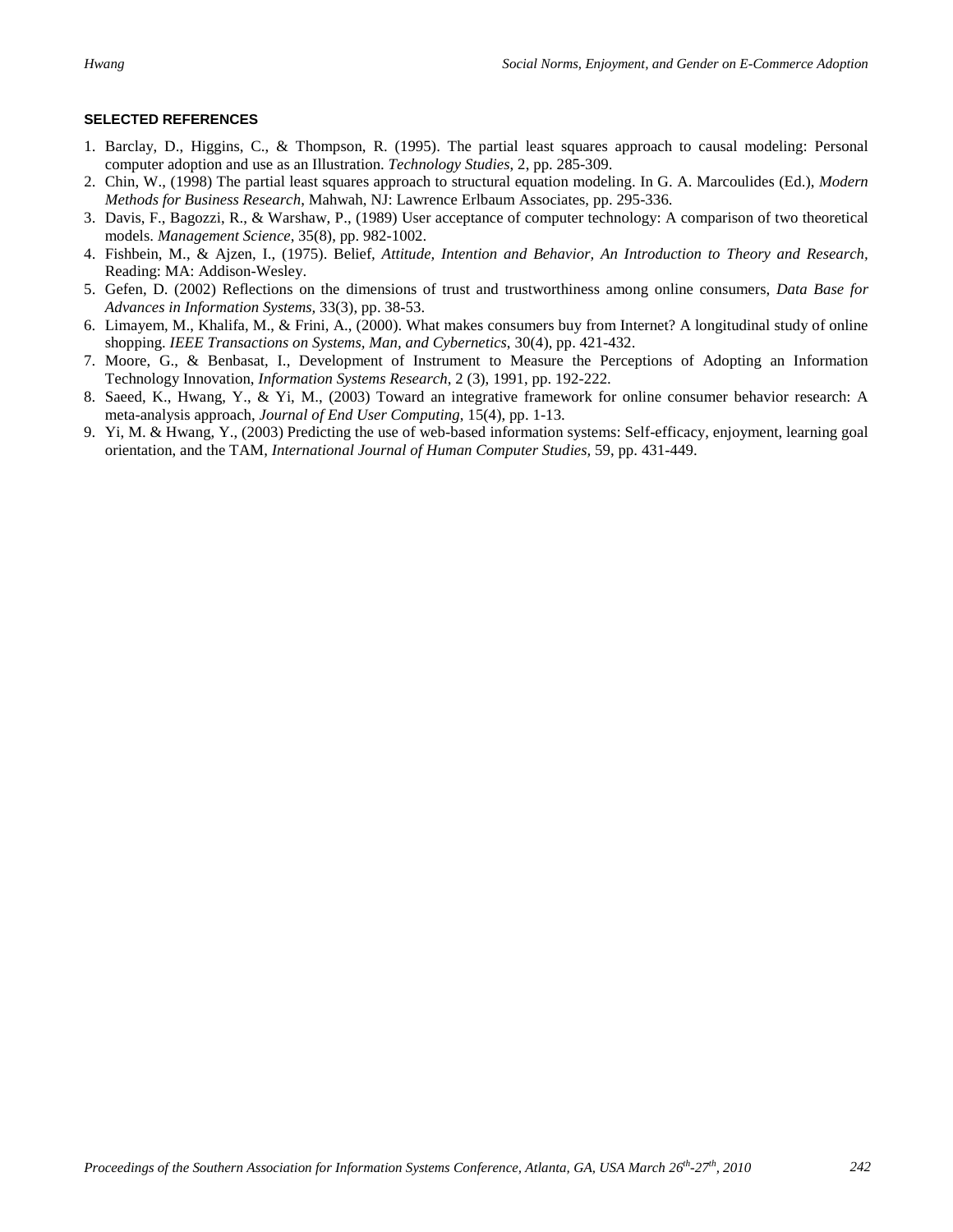## SELECTED REFERENCES

1. Barclay, D., Higgins, C., & Thompson, R. (1995). The partial least squares approach to causal modeling: Personal computer adoption and use as an Illustration. *Technology Studies*, 2, pp. 285-309.
2. Chin, W., (1998) The partial least squares approach to structural equation modeling. In G. A. Marcoulides (Ed.), *Modern Methods for Business Research*, Mahwah, NJ: Lawrence Erlbaum Associates, pp. 295-336.
3. Davis, F., Bagozzi, R., & Warshaw, P., (1989) User acceptance of computer technology: A comparison of two theoretical models. *Management Science*, 35(8), pp. 982-1002.
4. Fishbein, M., & Ajzen, I., (1975). Belief, *Attitude, Intention and Behavior, An Introduction to Theory and Research*, Reading: MA: Addison-Wesley.
5. Gefen, D. (2002) Reflections on the dimensions of trust and trustworthiness among online consumers, *Data Base for Advances in Information Systems*, 33(3), pp. 38-53.
6. Limayem, M., Khalifa, M., & Frini, A., (2000). What makes consumers buy from Internet? A longitudinal study of online shopping. *IEEE Transactions on Systems, Man, and Cybernetics*, 30(4), pp. 421-432.
7. Moore, G., & Benbasat, I., Development of Instrument to Measure the Perceptions of Adopting an Information Technology Innovation, *Information Systems Research*, 2 (3), 1991, pp. 192-222.
8. Saeed, K., Hwang, Y., & Yi, M., (2003) Toward an integrative framework for online consumer behavior research: A meta-analysis approach, *Journal of End User Computing*, 15(4), pp. 1-13.
9. Yi, M. & Hwang, Y., (2003) Predicting the use of web-based information systems: Self-efficacy, enjoyment, learning goal orientation, and the TAM, *International Journal of Human Computer Studies*, 59, pp. 431-449.